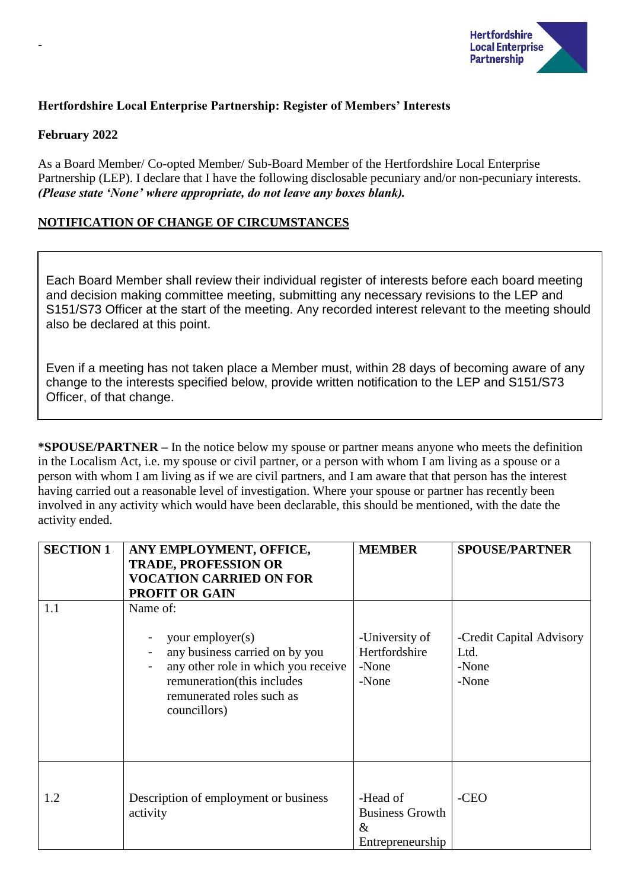-

**Hertfordshire Local Enterprise Partnership: Register of Members' Interests**

**February 2022**

As a Board Member/ Co-opted Member/ Sub-Board Member of the Hertfordshire Local Enterprise Partnership (LEP). I declare that I have the following disclosable pecuniary and/or non-pecuniary interests. ***(Please state 'None' where appropriate, do not leave any boxes blank).***

**NOTIFICATION OF CHANGE OF CIRCUMSTANCES**

Each Board Member shall review their individual register of interests before each board meeting and decision making committee meeting, submitting any necessary revisions to the LEP and S151/S73 Officer at the start of the meeting. Any recorded interest relevant to the meeting should also be declared at this point.

Even if a meeting has not taken place a Member must, within 28 days of becoming aware of any change to the interests specified below, provide written notification to the LEP and S151/S73 Officer, of that change.

**\*SPOUSE/PARTNER** – In the notice below my spouse or partner means anyone who meets the definition in the Localism Act, i.e. my spouse or civil partner, or a person with whom I am living as a spouse or a person with whom I am living as if we are civil partners, and I am aware that that person has the interest having carried out a reasonable level of investigation. Where your spouse or partner has recently been involved in any activity which would have been declarable, this should be mentioned, with the date the activity ended.

| SECTION 1 | ANY EMPLOYMENT, OFFICE, TRADE, PROFESSION OR VOCATION CARRIED ON FOR PROFIT OR GAIN | MEMBER | SPOUSE/PARTNER |
|---|---|---|---|
| 1.1 | Name of:<br>- your employer(s)<br>- any business carried on by you<br>- any other role in which you receive remuneration(this includes remunerated roles such as councillors) | -University of Hertfordshire<br>-None<br>-None | -Credit Capital Advisory Ltd.<br>-None<br>-None |
| 1.2 | Description of employment or business activity | -Head of Business Growth & Entrepreneurship | -CEO |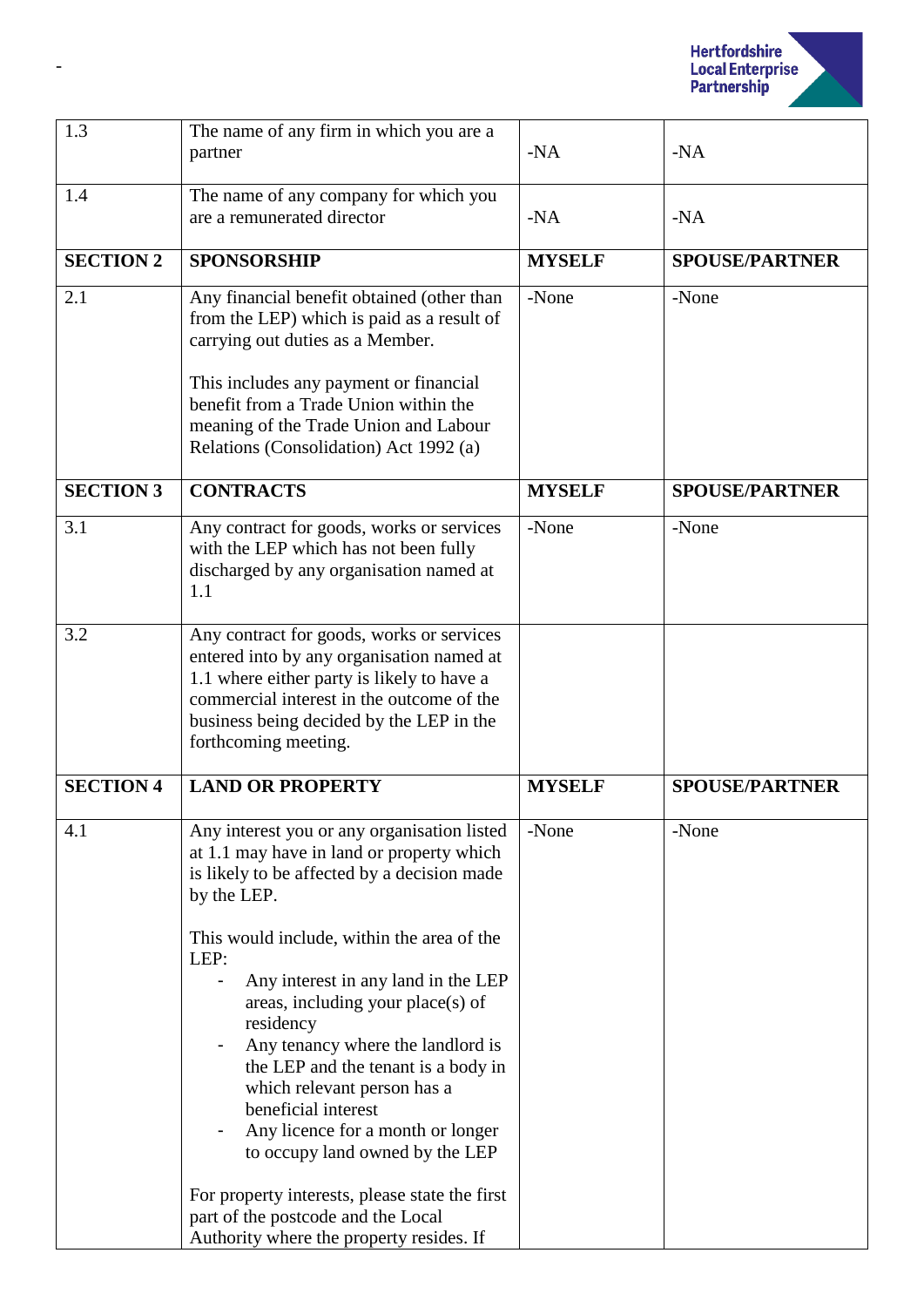-

| 1.3 | The name of any firm in which you are a partner | -NA | -NA |
|---|---|---|---|
| 1.4 | The name of any company for which you are a remunerated director | -NA | -NA |
| **SECTION 2** | **SPONSORSHIP** | **MYSELF** | **SPOUSE/PARTNER** |
| 2.1 | Any financial benefit obtained (other than from the LEP) which is paid as a result of carrying out duties as a Member.<br><br>This includes any payment or financial benefit from a Trade Union within the meaning of the Trade Union and Labour Relations (Consolidation) Act 1992 (a) | -None | -None |
| **SECTION 3** | **CONTRACTS** | **MYSELF** | **SPOUSE/PARTNER** |
| 3.1 | Any contract for goods, works or services with the LEP which has not been fully discharged by any organisation named at 1.1 | -None | -None |
| 3.2 | Any contract for goods, works or services entered into by any organisation named at 1.1 where either party is likely to have a commercial interest in the outcome of the business being decided by the LEP in the forthcoming meeting. | | |
| **SECTION 4** | **LAND OR PROPERTY** | **MYSELF** | **SPOUSE/PARTNER** |
| 4.1 | Any interest you or any organisation listed at 1.1 may have in land or property which is likely to be affected by a decision made by the LEP.<br><br>This would include, within the area of the LEP:<br>- Any interest in any land in the LEP areas, including your place(s) of residency<br>- Any tenancy where the landlord is the LEP and the tenant is a body in which relevant person has a beneficial interest<br>- Any licence for a month or longer to occupy land owned by the LEP<br><br>For property interests, please state the first part of the postcode and the Local Authority where the property resides. If | -None | -None |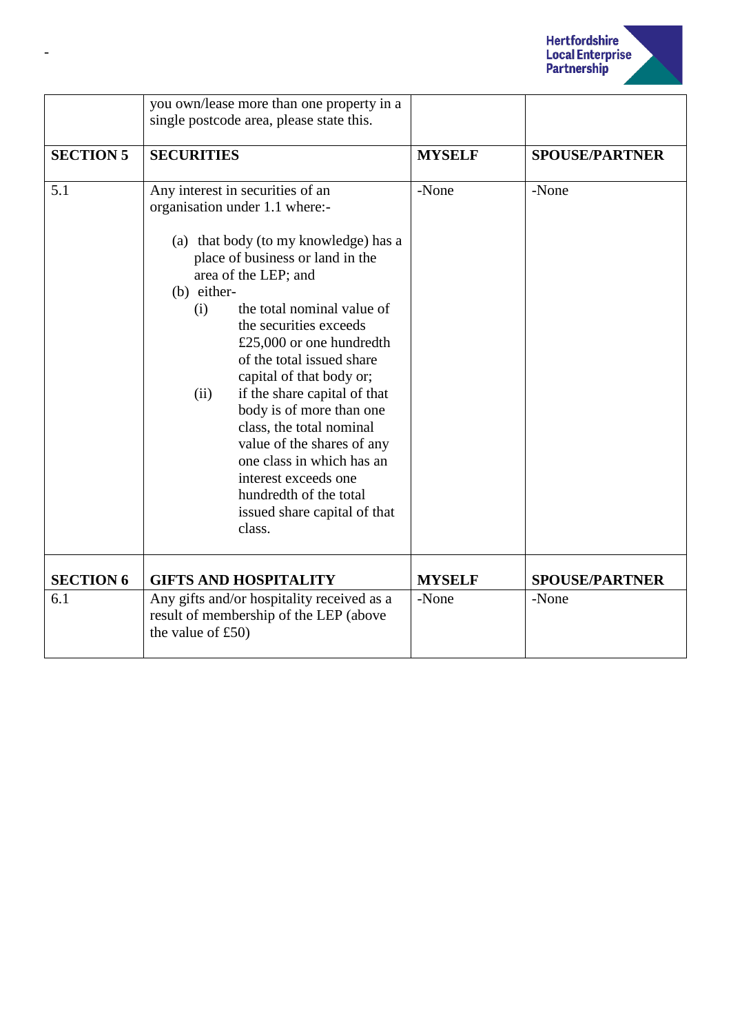-

| | you own/lease more than one property in a single postcode area, please state this. | | |
|---|---|---|---|
| **SECTION 5** | **SECURITIES** | **MYSELF** | **SPOUSE/PARTNER** |
| 5.1 | Any interest in securities of an organisation under 1.1 where:-<br><br>(a) that body (to my knowledge) has a place of business or land in the area of the LEP; and<br>(b) either-<br>(i) the total nominal value of the securities exceeds £25,000 or one hundredth of the total issued share capital of that body or;<br>(ii) if the share capital of that body is of more than one class, the total nominal value of the shares of any one class in which has an interest exceeds one hundredth of the total issued share capital of that class. | -None | -None |
| **SECTION 6** | **GIFTS AND HOSPITALITY** | **MYSELF** | **SPOUSE/PARTNER** |
| 6.1 | Any gifts and/or hospitality received as a result of membership of the LEP (above the value of £50) | -None | -None |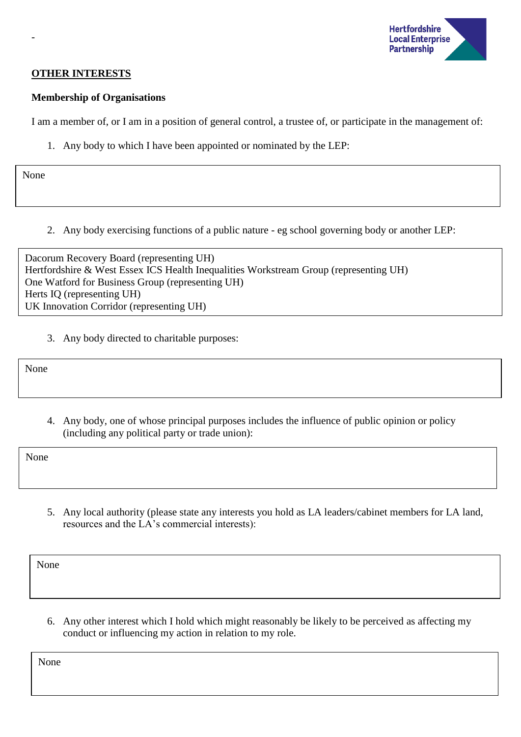-

## OTHER INTERESTS

**Membership of Organisations**

I am a member of, or I am in a position of general control, a trustee of, or participate in the management of:

1. Any body to which I have been appointed or nominated by the LEP:

None

2. Any body exercising functions of a public nature - eg school governing body or another LEP:

Dacorum Recovery Board (representing UH)
Hertfordshire & West Essex ICS Health Inequalities Workstream Group (representing UH)
One Watford for Business Group (representing UH)
Herts IQ (representing UH)
UK Innovation Corridor (representing UH)

3. Any body directed to charitable purposes:

None

4. Any body, one of whose principal purposes includes the influence of public opinion or policy (including any political party or trade union):

None

5. Any local authority (please state any interests you hold as LA leaders/cabinet members for LA land, resources and the LA's commercial interests):

None

6. Any other interest which I hold which might reasonably be likely to be perceived as affecting my conduct or influencing my action in relation to my role.

None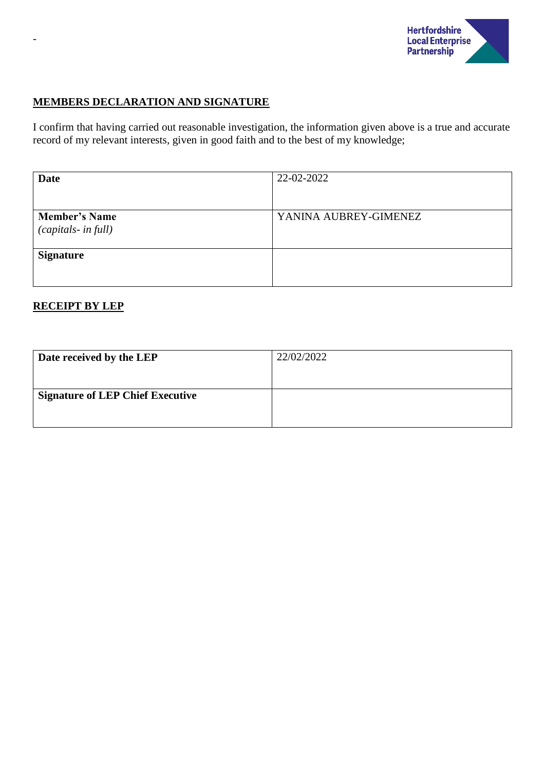-

## MEMBERS DECLARATION AND SIGNATURE

I confirm that having carried out reasonable investigation, the information given above is a true and accurate record of my relevant interests, given in good faith and to the best of my knowledge;

| | |
|---|---|
| **Date** | 22-02-2022 |
| **Member's Name** *(capitals- in full)* | YANINA AUBREY-GIMENEZ |
| **Signature** | |

## RECEIPT BY LEP

| | |
|---|---|
| **Date received by the LEP** | 22/02/2022 |
| **Signature of LEP Chief Executive** | |